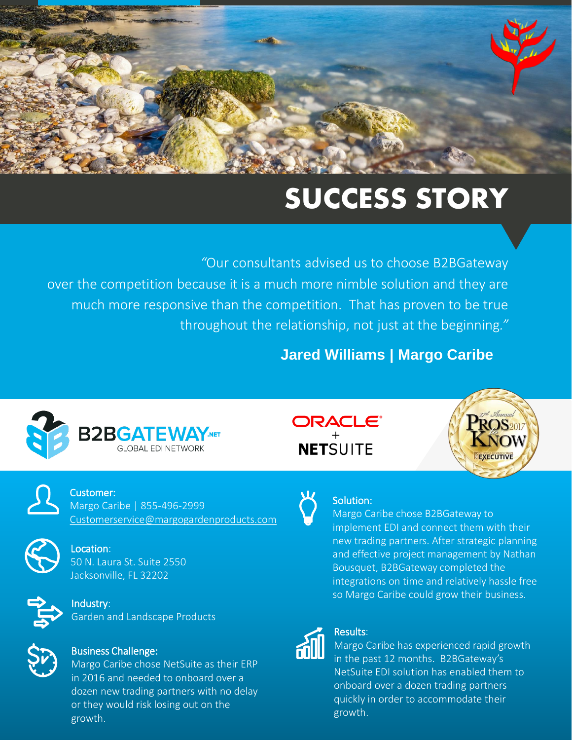# SUCCESS STORY

*"Our consultants advised us to choose B2BGateway over the competition because it is a much more nimble solution and they are much more responsive than the competition. That has proven to be true throughout the relationship, not just at the beginning."*

**Jared Williams | Margo Caribe**

B2BGATEWAY.NET GLOBAL EDI NETWORK

ORACLE + NETSUITE

17th Annual PROS to KNOW 2017 SDCEXECUTIVE

**Customer:**
Margo Caribe | 855-496-2999
Customerservice@margogardenproducts.com

**Location:**
50 N. Laura St. Suite 2550
Jacksonville, FL 32202

**Industry:**
Garden and Landscape Products

**Business Challenge:**
Margo Caribe chose NetSuite as their ERP in 2016 and needed to onboard over a dozen new trading partners with no delay or they would risk losing out on the growth.

**Solution:**
Margo Caribe chose B2BGateway to implement EDI and connect them with their new trading partners. After strategic planning and effective project management by Nathan Bousquet, B2BGateway completed the integrations on time and relatively hassle free so Margo Caribe could grow their business.

**Results:**
Margo Caribe has experienced rapid growth in the past 12 months. B2BGateway's NetSuite EDI solution has enabled them to onboard over a dozen trading partners quickly in order to accommodate their growth.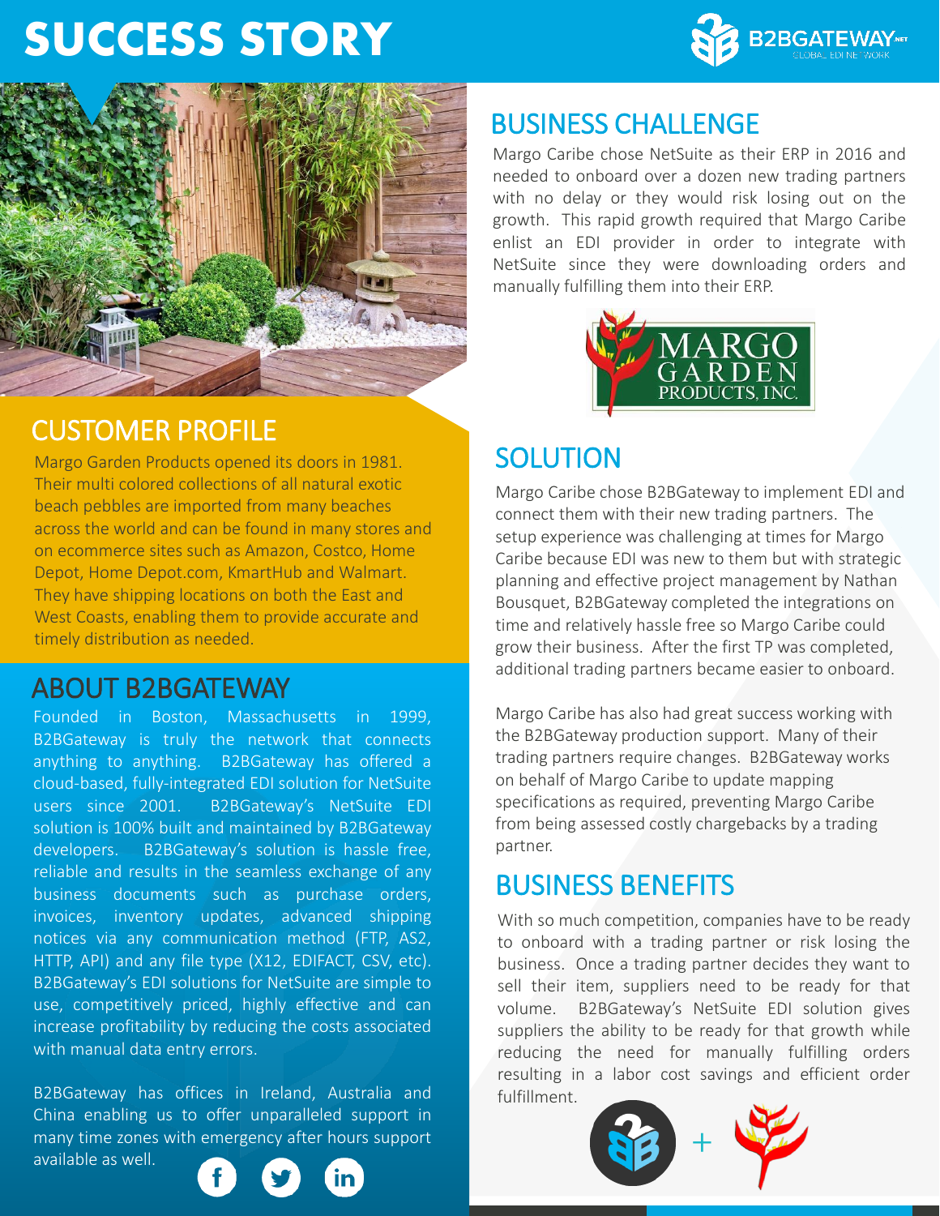# SUCCESS STORY

## CUSTOMER PROFILE

Margo Garden Products opened its doors in 1981. Their multi colored collections of all natural exotic beach pebbles are imported from many beaches across the world and can be found in many stores and on ecommerce sites such as Amazon, Costco, Home Depot, Home Depot.com, KmartHub and Walmart. They have shipping locations on both the East and West Coasts, enabling them to provide accurate and timely distribution as needed.

## ABOUT B2BGATEWAY

Founded in Boston, Massachusetts in 1999, B2BGateway is truly the network that connects anything to anything. B2BGateway has offered a cloud-based, fully-integrated EDI solution for NetSuite users since 2001. B2BGateway's NetSuite EDI solution is 100% built and maintained by B2BGateway developers. B2BGateway's solution is hassle free, reliable and results in the seamless exchange of any business documents such as purchase orders, invoices, inventory updates, advanced shipping notices via any communication method (FTP, AS2, HTTP, API) and any file type (X12, EDIFACT, CSV, etc). B2BGateway's EDI solutions for NetSuite are simple to use, competitively priced, highly effective and can increase profitability by reducing the costs associated with manual data entry errors.

B2BGateway has offices in Ireland, Australia and China enabling us to offer unparalleled support in many time zones with emergency after hours support available as well.

## BUSINESS CHALLENGE

Margo Caribe chose NetSuite as their ERP in 2016 and needed to onboard over a dozen new trading partners with no delay or they would risk losing out on the growth. This rapid growth required that Margo Caribe enlist an EDI provider in order to integrate with NetSuite since they were downloading orders and manually fulfilling them into their ERP.

## SOLUTION

Margo Caribe chose B2BGateway to implement EDI and connect them with their new trading partners. The setup experience was challenging at times for Margo Caribe because EDI was new to them but with strategic planning and effective project management by Nathan Bousquet, B2BGateway completed the integrations on time and relatively hassle free so Margo Caribe could grow their business. After the first TP was completed, additional trading partners became easier to onboard.

Margo Caribe has also had great success working with the B2BGateway production support. Many of their trading partners require changes. B2BGateway works on behalf of Margo Caribe to update mapping specifications as required, preventing Margo Caribe from being assessed costly chargebacks by a trading partner.

## BUSINESS BENEFITS

With so much competition, companies have to be ready to onboard with a trading partner or risk losing the business. Once a trading partner decides they want to sell their item, suppliers need to be ready for that volume. B2BGateway's NetSuite EDI solution gives suppliers the ability to be ready for that growth while reducing the need for manually fulfilling orders resulting in a labor cost savings and efficient order fulfillment.